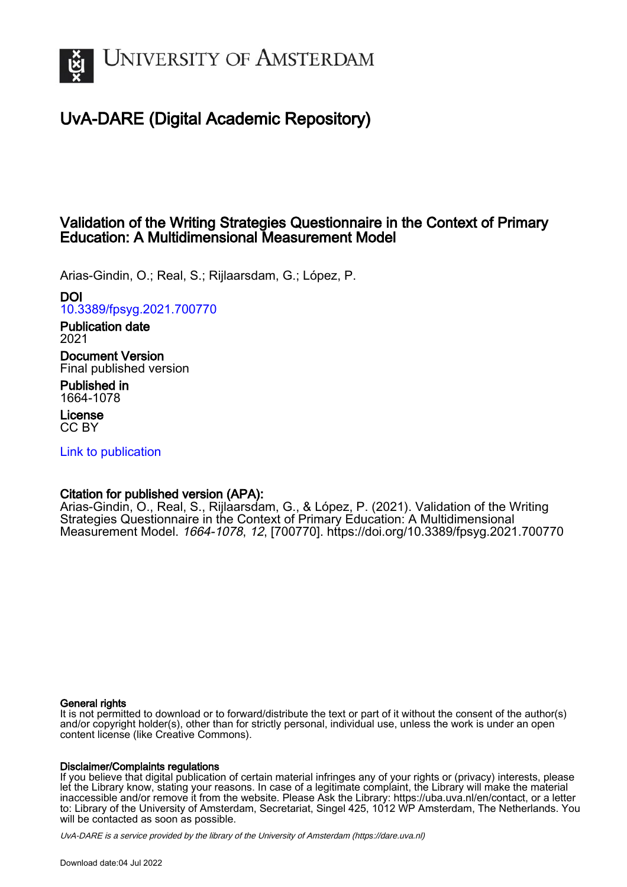University of Amsterdam

# UvA-DARE (Digital Academic Repository)

## Validation of the Writing Strategies Questionnaire in the Context of Primary Education: A Multidimensional Measurement Model

Arias-Gindin, O.; Real, S.; Rijlaarsdam, G.; López, P.

**DOI**
10.3389/fpsyg.2021.700770

**Publication date**
2021

**Document Version**
Final published version

**Published in**
1664-1078

**License**
CC BY

Link to publication

**Citation for published version (APA):**
Arias-Gindin, O., Real, S., Rijlaarsdam, G., & López, P. (2021). Validation of the Writing Strategies Questionnaire in the Context of Primary Education: A Multidimensional Measurement Model. *1664-1078*, *12*, [700770]. https://doi.org/10.3389/fpsyg.2021.700770

**General rights**
It is not permitted to download or to forward/distribute the text or part of it without the consent of the author(s) and/or copyright holder(s), other than for strictly personal, individual use, unless the work is under an open content license (like Creative Commons).

**Disclaimer/Complaints regulations**
If you believe that digital publication of certain material infringes any of your rights or (privacy) interests, please let the Library know, stating your reasons. In case of a legitimate complaint, the Library will make the material inaccessible and/or remove it from the website. Please Ask the Library: https://uba.uva.nl/en/contact, or a letter to: Library of the University of Amsterdam, Secretariat, Singel 425, 1012 WP Amsterdam, The Netherlands. You will be contacted as soon as possible.

*UvA-DARE is a service provided by the library of the University of Amsterdam (https://dare.uva.nl)*

Download date:04 Jul 2022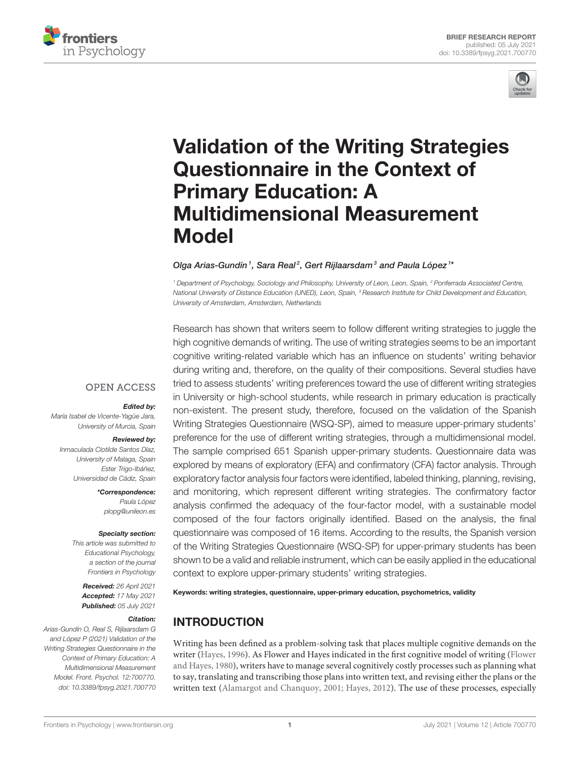# Validation of the Writing Strategies Questionnaire in the Context of Primary Education: A Multidimensional Measurement Model

*Olga Arias-Gundín[1], Sara Real[2], Gert Rijlaarsdam[3] and Paula López[1]\**

[1] Department of Psychology, Sociology and Philosophy, University of Leon, Leon, Spain, [2] Ponferrada Associated Centre, National University of Distance Education (UNED), Leon, Spain, [3] Research Institute for Child Development and Education, University of Amsterdam, Amsterdam, Netherlands

OPEN ACCESS

***Edited by:***
María Isabel de Vicente-Yagüe Jara, University of Murcia, Spain

***Reviewed by:***
Inmaculada Clotilde Santos Díaz, University of Malaga, Spain
Ester Trigo-Ibáñez, Universidad de Cádiz, Spain

***\*Correspondence:***
Paula López
plopg@unileon.es

***Specialty section:***
This article was submitted to Educational Psychology, a section of the journal Frontiers in Psychology

***Received:*** 26 April 2021
***Accepted:*** 17 May 2021
***Published:*** 05 July 2021

***Citation:***
Arias-Gundín O, Real S, Rijlaarsdam G and López P (2021) Validation of the Writing Strategies Questionnaire in the Context of Primary Education: A Multidimensional Measurement Model. Front. Psychol. 12:700770. doi: 10.3389/fpsyg.2021.700770

Research has shown that writers seem to follow different writing strategies to juggle the high cognitive demands of writing. The use of writing strategies seems to be an important cognitive writing-related variable which has an influence on students' writing behavior during writing and, therefore, on the quality of their compositions. Several studies have tried to assess students' writing preferences toward the use of different writing strategies in University or high-school students, while research in primary education is practically non-existent. The present study, therefore, focused on the validation of the Spanish Writing Strategies Questionnaire (WSQ-SP), aimed to measure upper-primary students' preference for the use of different writing strategies, through a multidimensional model. The sample comprised 651 Spanish upper-primary students. Questionnaire data was explored by means of exploratory (EFA) and confirmatory (CFA) factor analysis. Through exploratory factor analysis four factors were identified, labeled thinking, planning, revising, and monitoring, which represent different writing strategies. The confirmatory factor analysis confirmed the adequacy of the four-factor model, with a sustainable model composed of the four factors originally identified. Based on the analysis, the final questionnaire was composed of 16 items. According to the results, the Spanish version of the Writing Strategies Questionnaire (WSQ-SP) for upper-primary students has been shown to be a valid and reliable instrument, which can be easily applied in the educational context to explore upper-primary students' writing strategies.

**Keywords: writing strategies, questionnaire, upper-primary education, psychometrics, validity**

## INTRODUCTION

Writing has been defined as a problem-solving task that places multiple cognitive demands on the writer (Hayes, 1996). As Flower and Hayes indicated in the first cognitive model of writing (Flower and Hayes, 1980), writers have to manage several cognitively costly processes such as planning what to say, translating and transcribing those plans into written text, and revising either the plans or the written text (Alamargot and Chanquoy, 2001; Hayes, 2012). The use of these processes, especially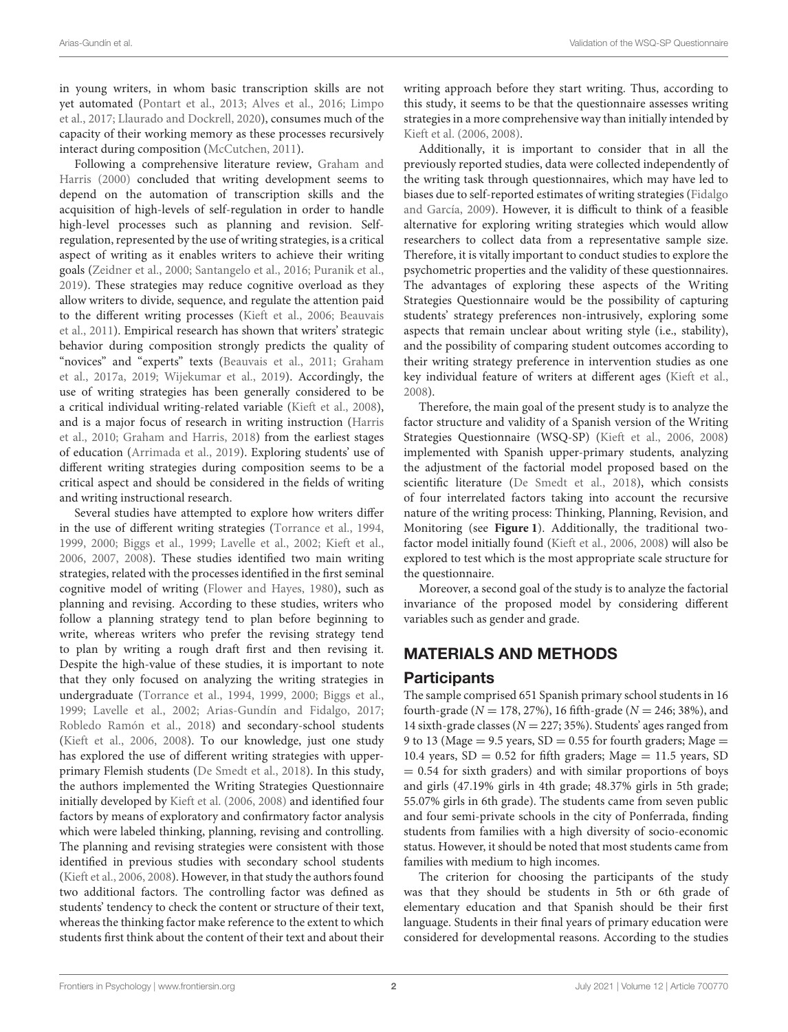in young writers, in whom basic transcription skills are not yet automated (Pontart et al., 2013; Alves et al., 2016; Limpo et al., 2017; Llaurado and Dockrell, 2020), consumes much of the capacity of their working memory as these processes recursively interact during composition (McCutchen, 2011).

Following a comprehensive literature review, Graham and Harris (2000) concluded that writing development seems to depend on the automation of transcription skills and the acquisition of high-levels of self-regulation in order to handle high-level processes such as planning and revision. Self-regulation, represented by the use of writing strategies, is a critical aspect of writing as it enables writers to achieve their writing goals (Zeidner et al., 2000; Santangelo et al., 2016; Puranik et al., 2019). These strategies may reduce cognitive overload as they allow writers to divide, sequence, and regulate the attention paid to the different writing processes (Kieft et al., 2006; Beauvais et al., 2011). Empirical research has shown that writers' strategic behavior during composition strongly predicts the quality of "novices" and "experts" texts (Beauvais et al., 2011; Graham et al., 2017a, 2019; Wijekumar et al., 2019). Accordingly, the use of writing strategies has been generally considered to be a critical individual writing-related variable (Kieft et al., 2008), and is a major focus of research in writing instruction (Harris et al., 2010; Graham and Harris, 2018) from the earliest stages of education (Arrimada et al., 2019). Exploring students' use of different writing strategies during composition seems to be a critical aspect and should be considered in the fields of writing and writing instructional research.

Several studies have attempted to explore how writers differ in the use of different writing strategies (Torrance et al., 1994, 1999, 2000; Biggs et al., 1999; Lavelle et al., 2002; Kieft et al., 2006, 2007, 2008). These studies identified two main writing strategies, related with the processes identified in the first seminal cognitive model of writing (Flower and Hayes, 1980), such as planning and revising. According to these studies, writers who follow a planning strategy tend to plan before beginning to write, whereas writers who prefer the revising strategy tend to plan by writing a rough draft first and then revising it. Despite the high-value of these studies, it is important to note that they only focused on analyzing the writing strategies in undergraduate (Torrance et al., 1994, 1999, 2000; Biggs et al., 1999; Lavelle et al., 2002; Arias-Gundín and Fidalgo, 2017; Robledo Ramón et al., 2018) and secondary-school students (Kieft et al., 2006, 2008). To our knowledge, just one study has explored the use of different writing strategies with upper-primary Flemish students (De Smedt et al., 2018). In this study, the authors implemented the Writing Strategies Questionnaire initially developed by Kieft et al. (2006, 2008) and identified four factors by means of exploratory and confirmatory factor analysis which were labeled thinking, planning, revising and controlling. The planning and revising strategies were consistent with those identified in previous studies with secondary school students (Kieft et al., 2006, 2008). However, in that study the authors found two additional factors. The controlling factor was defined as students' tendency to check the content or structure of their text, whereas the thinking factor make reference to the extent to which students first think about the content of their text and about their writing approach before they start writing. Thus, according to this study, it seems to be that the questionnaire assesses writing strategies in a more comprehensive way than initially intended by Kieft et al. (2006, 2008).

Additionally, it is important to consider that in all the previously reported studies, data were collected independently of the writing task through questionnaires, which may have led to biases due to self-reported estimates of writing strategies (Fidalgo and García, 2009). However, it is difficult to think of a feasible alternative for exploring writing strategies which would allow researchers to collect data from a representative sample size. Therefore, it is vitally important to conduct studies to explore the psychometric properties and the validity of these questionnaires. The advantages of exploring these aspects of the Writing Strategies Questionnaire would be the possibility of capturing students' strategy preferences non-intrusively, exploring some aspects that remain unclear about writing style (i.e., stability), and the possibility of comparing student outcomes according to their writing strategy preference in intervention studies as one key individual feature of writers at different ages (Kieft et al., 2008).

Therefore, the main goal of the present study is to analyze the factor structure and validity of a Spanish version of the Writing Strategies Questionnaire (WSQ-SP) (Kieft et al., 2006, 2008) implemented with Spanish upper-primary students, analyzing the adjustment of the factorial model proposed based on the scientific literature (De Smedt et al., 2018), which consists of four interrelated factors taking into account the recursive nature of the writing process: Thinking, Planning, Revision, and Monitoring (see **Figure 1**). Additionally, the traditional two-factor model initially found (Kieft et al., 2006, 2008) will also be explored to test which is the most appropriate scale structure for the questionnaire.

Moreover, a second goal of the study is to analyze the factorial invariance of the proposed model by considering different variables such as gender and grade.

## MATERIALS AND METHODS

### Participants

The sample comprised 651 Spanish primary school students in 16 fourth-grade ($N = 178$, 27%), 16 fifth-grade ($N = 246$; 38%), and 14 sixth-grade classes ($N = 227$; 35%). Students' ages ranged from 9 to 13 (Mage = 9.5 years, SD = 0.55 for fourth graders; Mage = 10.4 years, SD = 0.52 for fifth graders; Mage = 11.5 years, SD = 0.54 for sixth graders) and with similar proportions of boys and girls (47.19% girls in 4th grade; 48.37% girls in 5th grade; 55.07% girls in 6th grade). The students came from seven public and four semi-private schools in the city of Ponferrada, finding students from families with a high diversity of socio-economic status. However, it should be noted that most students came from families with medium to high incomes.

The criterion for choosing the participants of the study was that they should be students in 5th or 6th grade of elementary education and that Spanish should be their first language. Students in their final years of primary education were considered for developmental reasons. According to the studies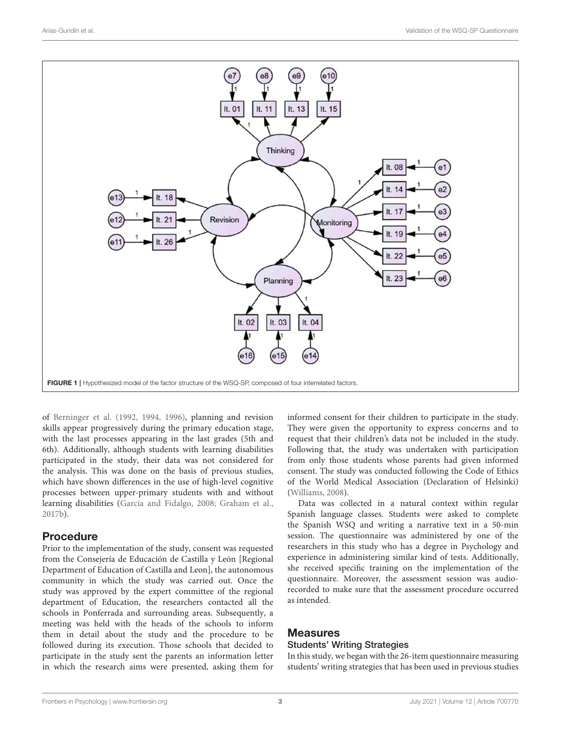FIGURE 1 | Hypothesized model of the factor structure of the WSQ-SP, composed of four interrelated factors.

of Berninger et al. (1992, 1994, 1996), planning and revision skills appear progressively during the primary education stage, with the last processes appearing in the last grades (5th and 6th). Additionally, although students with learning disabilities participated in the study, their data was not considered for the analysis. This was done on the basis of previous studies, which have shown differences in the use of high-level cognitive processes between upper-primary students with and without learning disabilities (García and Fidalgo, 2008; Graham et al., 2017b).

## Procedure

Prior to the implementation of the study, consent was requested from the Consejería de Educación de Castilla y León [Regional Department of Education of Castilla and Leon], the autonomous community in which the study was carried out. Once the study was approved by the expert committee of the regional department of Education, the researchers contacted all the schools in Ponferrada and surrounding areas. Subsequently, a meeting was held with the heads of the schools to inform them in detail about the study and the procedure to be followed during its execution. Those schools that decided to participate in the study sent the parents an information letter in which the research aims were presented, asking them for informed consent for their children to participate in the study. They were given the opportunity to express concerns and to request that their children's data not be included in the study. Following that, the study was undertaken with participation from only those students whose parents had given informed consent. The study was conducted following the Code of Ethics of the World Medical Association (Declaration of Helsinki) (Williams, 2008).

Data was collected in a natural context within regular Spanish language classes. Students were asked to complete the Spanish WSQ and writing a narrative text in a 50-min session. The questionnaire was administered by one of the researchers in this study who has a degree in Psychology and experience in administering similar kind of tests. Additionally, she received specific training on the implementation of the questionnaire. Moreover, the assessment session was audio-recorded to make sure that the assessment procedure occurred as intended.

## Measures

### Students' Writing Strategies

In this study, we began with the 26-item questionnaire measuring students' writing strategies that has been used in previous studies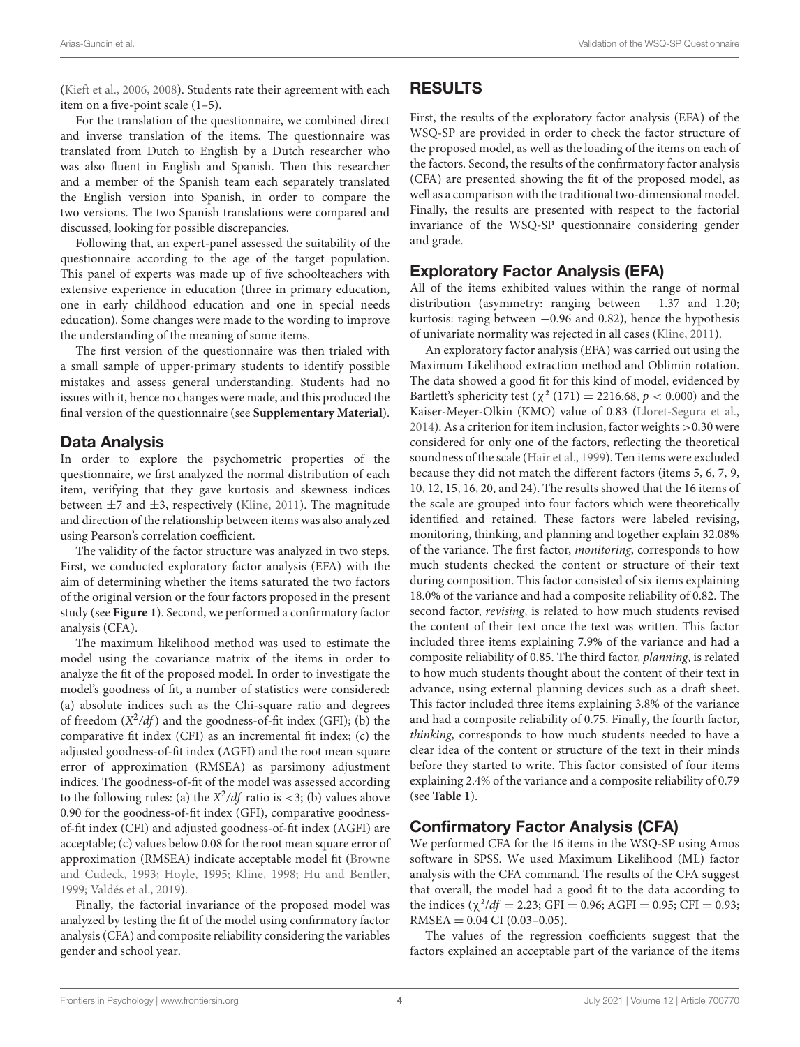(Kieft et al., 2006, 2008). Students rate their agreement with each item on a five-point scale (1–5).

For the translation of the questionnaire, we combined direct and inverse translation of the items. The questionnaire was translated from Dutch to English by a Dutch researcher who was also fluent in English and Spanish. Then this researcher and a member of the Spanish team each separately translated the English version into Spanish, in order to compare the two versions. The two Spanish translations were compared and discussed, looking for possible discrepancies.

Following that, an expert-panel assessed the suitability of the questionnaire according to the age of the target population. This panel of experts was made up of five schoolteachers with extensive experience in education (three in primary education, one in early childhood education and one in special needs education). Some changes were made to the wording to improve the understanding of the meaning of some items.

The first version of the questionnaire was then trialed with a small sample of upper-primary students to identify possible mistakes and assess general understanding. Students had no issues with it, hence no changes were made, and this produced the final version of the questionnaire (see **Supplementary Material**).

## Data Analysis

In order to explore the psychometric properties of the questionnaire, we first analyzed the normal distribution of each item, verifying that they gave kurtosis and skewness indices between $\pm 7$ and $\pm 3$, respectively (Kline, 2011). The magnitude and direction of the relationship between items was also analyzed using Pearson's correlation coefficient.

The validity of the factor structure was analyzed in two steps. First, we conducted exploratory factor analysis (EFA) with the aim of determining whether the items saturated the two factors of the original version or the four factors proposed in the present study (see **Figure 1**). Second, we performed a confirmatory factor analysis (CFA).

The maximum likelihood method was used to estimate the model using the covariance matrix of the items in order to analyze the fit of the proposed model. In order to investigate the model's goodness of fit, a number of statistics were considered: (a) absolute indices such as the Chi-square ratio and degrees of freedom ($X^2/df$) and the goodness-of-fit index (GFI); (b) the comparative fit index (CFI) as an incremental fit index; (c) the adjusted goodness-of-fit index (AGFI) and the root mean square error of approximation (RMSEA) as parsimony adjustment indices. The goodness-of-fit of the model was assessed according to the following rules: (a) the $X^2/df$ ratio is $<3$; (b) values above 0.90 for the goodness-of-fit index (GFI), comparative goodness-of-fit index (CFI) and adjusted goodness-of-fit index (AGFI) are acceptable; (c) values below 0.08 for the root mean square error of approximation (RMSEA) indicate acceptable model fit (Browne and Cudeck, 1993; Hoyle, 1995; Kline, 1998; Hu and Bentler, 1999; Valdés et al., 2019).

Finally, the factorial invariance of the proposed model was analyzed by testing the fit of the model using confirmatory factor analysis (CFA) and composite reliability considering the variables gender and school year.

# RESULTS

First, the results of the exploratory factor analysis (EFA) of the WSQ-SP are provided in order to check the factor structure of the proposed model, as well as the loading of the items on each of the factors. Second, the results of the confirmatory factor analysis (CFA) are presented showing the fit of the proposed model, as well as a comparison with the traditional two-dimensional model. Finally, the results are presented with respect to the factorial invariance of the WSQ-SP questionnaire considering gender and grade.

## Exploratory Factor Analysis (EFA)

All of the items exhibited values within the range of normal distribution (asymmetry: ranging between −1.37 and 1.20; kurtosis: raging between −0.96 and 0.82), hence the hypothesis of univariate normality was rejected in all cases (Kline, 2011).

An exploratory factor analysis (EFA) was carried out using the Maximum Likelihood extraction method and Oblimin rotation. The data showed a good fit for this kind of model, evidenced by Bartlett's sphericity test ($\chi^2$ (171) = 2216.68, $p < 0.000$) and the Kaiser-Meyer-Olkin (KMO) value of 0.83 (Lloret-Segura et al., 2014). As a criterion for item inclusion, factor weights >0.30 were considered for only one of the factors, reflecting the theoretical soundness of the scale (Hair et al., 1999). Ten items were excluded because they did not match the different factors (items 5, 6, 7, 9, 10, 12, 15, 16, 20, and 24). The results showed that the 16 items of the scale are grouped into four factors which were theoretically identified and retained. These factors were labeled revising, monitoring, thinking, and planning and together explain 32.08% of the variance. The first factor, *monitoring*, corresponds to how much students checked the content or structure of their text during composition. This factor consisted of six items explaining 18.0% of the variance and had a composite reliability of 0.82. The second factor, *revising*, is related to how much students revised the content of their text once the text was written. This factor included three items explaining 7.9% of the variance and had a composite reliability of 0.85. The third factor, *planning*, is related to how much students thought about the content of their text in advance, using external planning devices such as a draft sheet. This factor included three items explaining 3.8% of the variance and had a composite reliability of 0.75. Finally, the fourth factor, *thinking*, corresponds to how much students needed to have a clear idea of the content or structure of the text in their minds before they started to write. This factor consisted of four items explaining 2.4% of the variance and a composite reliability of 0.79 (see **Table 1**).

## Confirmatory Factor Analysis (CFA)

We performed CFA for the 16 items in the WSQ-SP using Amos software in SPSS. We used Maximum Likelihood (ML) factor analysis with the CFA command. The results of the CFA suggest that overall, the model had a good fit to the data according to the indices ($\chi^2/df$ = 2.23; GFI = 0.96; AGFI = 0.95; CFI = 0.93; RMSEA = 0.04 CI (0.03–0.05).

The values of the regression coefficients suggest that the factors explained an acceptable part of the variance of the items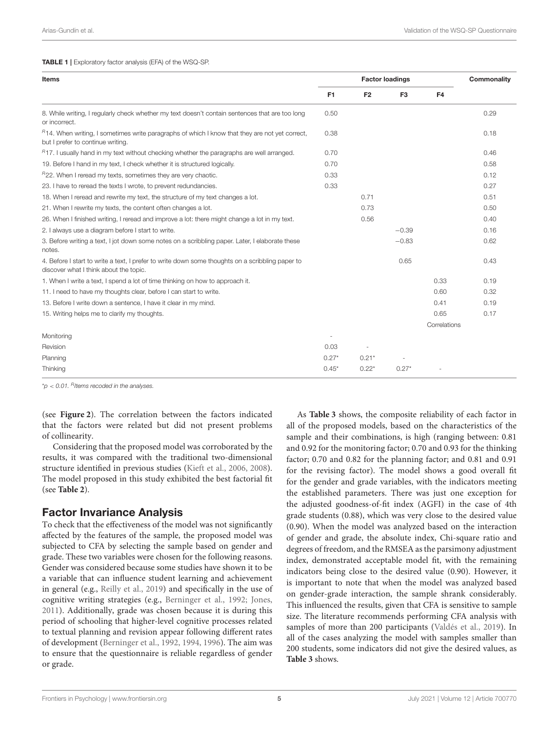**TABLE 1 |** Exploratory factor analysis (EFA) of the WSQ-SP.

| Items | Factor loadings | | | | Commonality |
|---|---|---|---|---|---|
| | F1 | F2 | F3 | F4 | |
| 8. While writing, I regularly check whether my text doesn't contain sentences that are too long or incorrect. | 0.50 | | | | 0.29 |
| [R]14. When writing, I sometimes write paragraphs of which I know that they are not yet correct, but I prefer to continue writing. | 0.38 | | | | 0.18 |
| [R]17. I usually hand in my text without checking whether the paragraphs are well arranged. | 0.70 | | | | 0.46 |
| 19. Before I hand in my text, I check whether it is structured logically. | 0.70 | | | | 0.58 |
| [R]22. When I reread my texts, sometimes they are very chaotic. | 0.33 | | | | 0.12 |
| 23. I have to reread the texts I wrote, to prevent redundancies. | 0.33 | | | | 0.27 |
| 18. When I reread and rewrite my text, the structure of my text changes a lot. | | 0.71 | | | 0.51 |
| 21. When I rewrite my texts, the content often changes a lot. | | 0.73 | | | 0.50 |
| 26. When I finished writing, I reread and improve a lot: there might change a lot in my text. | | 0.56 | | | 0.40 |
| 2. I always use a diagram before I start to write. | | | −0.39 | | 0.16 |
| 3. Before writing a text, I jot down some notes on a scribbling paper. Later, I elaborate these notes. | | | −0.83 | | 0.62 |
| 4. Before I start to write a text, I prefer to write down some thoughts on a scribbling paper to discover what I think about the topic. | | | 0.65 | | 0.43 |
| 1. When I write a text, I spend a lot of time thinking on how to approach it. | | | | 0.33 | 0.19 |
| 11. I need to have my thoughts clear, before I can start to write. | | | | 0.60 | 0.32 |
| 13. Before I write down a sentence, I have it clear in my mind. | | | | 0.41 | 0.19 |
| 15. Writing helps me to clarify my thoughts. | | | | 0.65 | 0.17 |
| | | | | Correlations | |
| Monitoring | - | | | | |
| Revision | 0.03 | - | | | |
| Planning | 0.27* | 0.21* | - | | |
| Thinking | 0.45* | 0.22* | 0.27* | - | |

*$p < 0.01$. [R]Items recoded in the analyses.

(see **Figure 2**). The correlation between the factors indicated that the factors were related but did not present problems of collinearity.

Considering that the proposed model was corroborated by the results, it was compared with the traditional two-dimensional structure identified in previous studies (Kieft et al., 2006, 2008). The model proposed in this study exhibited the best factorial fit (see **Table 2**).

## Factor Invariance Analysis

To check that the effectiveness of the model was not significantly affected by the features of the sample, the proposed model was subjected to CFA by selecting the sample based on gender and grade. These two variables were chosen for the following reasons. Gender was considered because some studies have shown it to be a variable that can influence student learning and achievement in general (e.g., Reilly et al., 2019) and specifically in the use of cognitive writing strategies (e.g., Berninger et al., 1992; Jones, 2011). Additionally, grade was chosen because it is during this period of schooling that higher-level cognitive processes related to textual planning and revision appear following different rates of development (Berninger et al., 1992, 1994, 1996). The aim was to ensure that the questionnaire is reliable regardless of gender or grade.

As **Table 3** shows, the composite reliability of each factor in all of the proposed models, based on the characteristics of the sample and their combinations, is high (ranging between: 0.81 and 0.92 for the monitoring factor; 0.70 and 0.93 for the thinking factor; 0.70 and 0.82 for the planning factor; and 0.81 and 0.91 for the revising factor). The model shows a good overall fit for the gender and grade variables, with the indicators meeting the established parameters. There was just one exception for the adjusted goodness-of-fit index (AGFI) in the case of 4th grade students (0.88), which was very close to the desired value (0.90). When the model was analyzed based on the interaction of gender and grade, the absolute index, Chi-square ratio and degrees of freedom, and the RMSEA as the parsimony adjustment index, demonstrated acceptable model fit, with the remaining indicators being close to the desired value (0.90). However, it is important to note that when the model was analyzed based on gender-grade interaction, the sample shrank considerably. This influenced the results, given that CFA is sensitive to sample size. The literature recommends performing CFA analysis with samples of more than 200 participants (Valdés et al., 2019). In all of the cases analyzing the model with samples smaller than 200 students, some indicators did not give the desired values, as **Table 3** shows.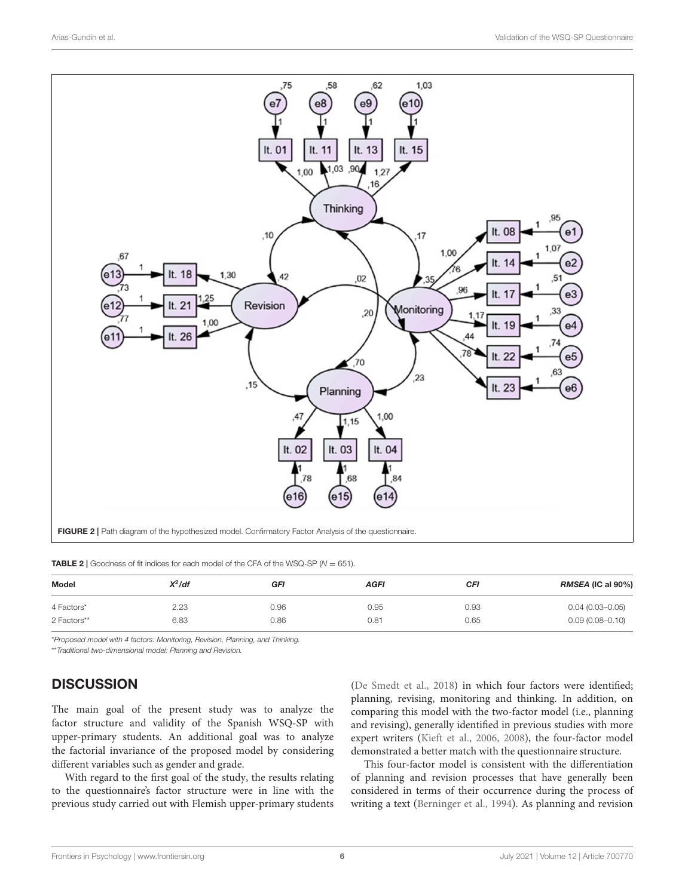FIGURE 2 | Path diagram of the hypothesized model. Confirmatory Factor Analysis of the questionnaire.

**TABLE 2 |** Goodness of fit indices for each model of the CFA of the WSQ-SP ($N = 651$).

| Model | $X^2/df$ | *GFI* | *AGFI* | *CFI* | *RMSEA* (IC al 90%) |
|---|---|---|---|---|---|
| 4 Factors* | 2.23 | 0.96 | 0.95 | 0.93 | 0.04 (0.03–0.05) |
| 2 Factors** | 6.83 | 0.86 | 0.81 | 0.65 | 0.09 (0.08–0.10) |

*Proposed model with 4 factors: Monitoring, Revision, Planning, and Thinking.

**Traditional two-dimensional model: Planning and Revision.

## DISCUSSION

The main goal of the present study was to analyze the factor structure and validity of the Spanish WSQ-SP with upper-primary students. An additional goal was to analyze the factorial invariance of the proposed model by considering different variables such as gender and grade.

With regard to the first goal of the study, the results relating to the questionnaire's factor structure were in line with the previous study carried out with Flemish upper-primary students (De Smedt et al., 2018) in which four factors were identified; planning, revising, monitoring and thinking. In addition, on comparing this model with the two-factor model (i.e., planning and revising), generally identified in previous studies with more expert writers (Kieft et al., 2006, 2008), the four-factor model demonstrated a better match with the questionnaire structure.

This four-factor model is consistent with the differentiation of planning and revision processes that have generally been considered in terms of their occurrence during the process of writing a text (Berninger et al., 1994). As planning and revision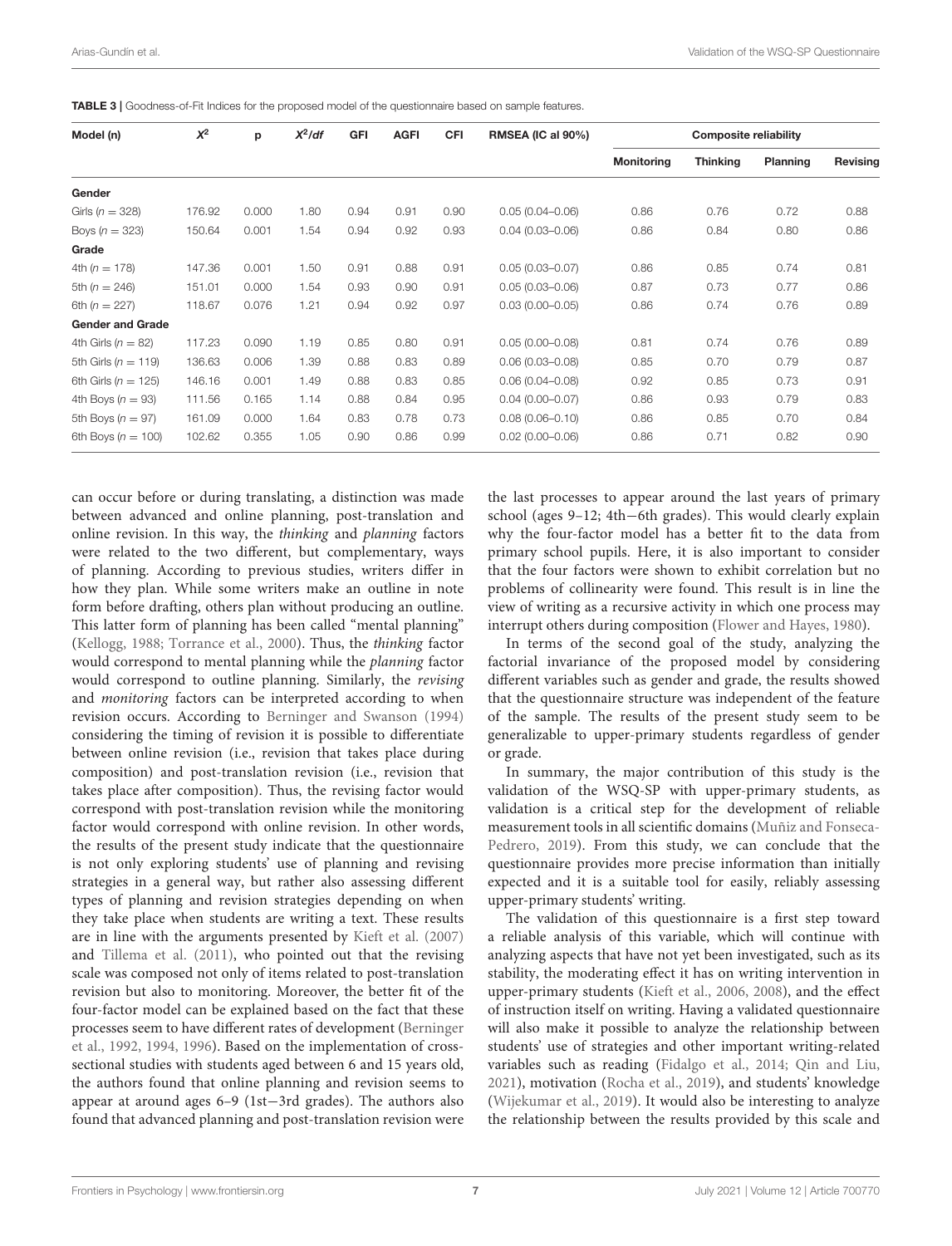**TABLE 3 |** Goodness-of-Fit Indices for the proposed model of the questionnaire based on sample features.

| Model (n) | $X^2$ | p | $X^2/df$ | GFI | AGFI | CFI | RMSEA (IC al 90%) | Composite reliability | | | |
|---|---|---|---|---|---|---|---|---|---|---|---|
| | | | | | | | | Monitoring | Thinking | Planning | Revising |
| **Gender** | | | | | | | | | | | |
| Girls ($n = 328$) | 176.92 | 0.000 | 1.80 | 0.94 | 0.91 | 0.90 | 0.05 (0.04–0.06) | 0.86 | 0.76 | 0.72 | 0.88 |
| Boys ($n = 323$) | 150.64 | 0.001 | 1.54 | 0.94 | 0.92 | 0.93 | 0.04 (0.03–0.06) | 0.86 | 0.84 | 0.80 | 0.86 |
| **Grade** | | | | | | | | | | | |
| 4th ($n = 178$) | 147.36 | 0.001 | 1.50 | 0.91 | 0.88 | 0.91 | 0.05 (0.03–0.07) | 0.86 | 0.85 | 0.74 | 0.81 |
| 5th ($n = 246$) | 151.01 | 0.000 | 1.54 | 0.93 | 0.90 | 0.91 | 0.05 (0.03–0.06) | 0.87 | 0.73 | 0.77 | 0.86 |
| 6th ($n = 227$) | 118.67 | 0.076 | 1.21 | 0.94 | 0.92 | 0.97 | 0.03 (0.00–0.05) | 0.86 | 0.74 | 0.76 | 0.89 |
| **Gender and Grade** | | | | | | | | | | | |
| 4th Girls ($n = 82$) | 117.23 | 0.090 | 1.19 | 0.85 | 0.80 | 0.91 | 0.05 (0.00–0.08) | 0.81 | 0.74 | 0.76 | 0.89 |
| 5th Girls ($n = 119$) | 136.63 | 0.006 | 1.39 | 0.88 | 0.83 | 0.89 | 0.06 (0.03–0.08) | 0.85 | 0.70 | 0.79 | 0.87 |
| 6th Girls ($n = 125$) | 146.16 | 0.001 | 1.49 | 0.88 | 0.83 | 0.85 | 0.06 (0.04–0.08) | 0.92 | 0.85 | 0.73 | 0.91 |
| 4th Boys ($n = 93$) | 111.56 | 0.165 | 1.14 | 0.88 | 0.84 | 0.95 | 0.04 (0.00–0.07) | 0.86 | 0.93 | 0.79 | 0.83 |
| 5th Boys ($n = 97$) | 161.09 | 0.000 | 1.64 | 0.83 | 0.78 | 0.73 | 0.08 (0.06–0.10) | 0.86 | 0.85 | 0.70 | 0.84 |
| 6th Boys ($n = 100$) | 102.62 | 0.355 | 1.05 | 0.90 | 0.86 | 0.99 | 0.02 (0.00–0.06) | 0.86 | 0.71 | 0.82 | 0.90 |

can occur before or during translating, a distinction was made between advanced and online planning, post-translation and online revision. In this way, the *thinking* and *planning* factors were related to the two different, but complementary, ways of planning. According to previous studies, writers differ in how they plan. While some writers make an outline in note form before drafting, others plan without producing an outline. This latter form of planning has been called "mental planning" (Kellogg, 1988; Torrance et al., 2000). Thus, the *thinking* factor would correspond to mental planning while the *planning* factor would correspond to outline planning. Similarly, the *revising* and *monitoring* factors can be interpreted according to when revision occurs. According to Berninger and Swanson (1994) considering the timing of revision it is possible to differentiate between online revision (i.e., revision that takes place during composition) and post-translation revision (i.e., revision that takes place after composition). Thus, the revising factor would correspond with post-translation revision while the monitoring factor would correspond with online revision. In other words, the results of the present study indicate that the questionnaire is not only exploring students' use of planning and revising strategies in a general way, but rather also assessing different types of planning and revision strategies depending on when they take place when students are writing a text. These results are in line with the arguments presented by Kieft et al. (2007) and Tillema et al. (2011), who pointed out that the revising scale was composed not only of items related to post-translation revision but also to monitoring. Moreover, the better fit of the four-factor model can be explained based on the fact that these processes seem to have different rates of development (Berninger et al., 1992, 1994, 1996). Based on the implementation of cross-sectional studies with students aged between 6 and 15 years old, the authors found that online planning and revision seems to appear at around ages 6–9 (1st−3rd grades). The authors also found that advanced planning and post-translation revision were the last processes to appear around the last years of primary school (ages 9–12; 4th−6th grades). This would clearly explain why the four-factor model has a better fit to the data from primary school pupils. Here, it is also important to consider that the four factors were shown to exhibit correlation but no problems of collinearity were found. This result is in line the view of writing as a recursive activity in which one process may interrupt others during composition (Flower and Hayes, 1980).

In terms of the second goal of the study, analyzing the factorial invariance of the proposed model by considering different variables such as gender and grade, the results showed that the questionnaire structure was independent of the feature of the sample. The results of the present study seem to be generalizable to upper-primary students regardless of gender or grade.

In summary, the major contribution of this study is the validation of the WSQ-SP with upper-primary students, as validation is a critical step for the development of reliable measurement tools in all scientific domains (Muñiz and Fonseca-Pedrero, 2019). From this study, we can conclude that the questionnaire provides more precise information than initially expected and it is a suitable tool for easily, reliably assessing upper-primary students' writing.

The validation of this questionnaire is a first step toward a reliable analysis of this variable, which will continue with analyzing aspects that have not yet been investigated, such as its stability, the moderating effect it has on writing intervention in upper-primary students (Kieft et al., 2006, 2008), and the effect of instruction itself on writing. Having a validated questionnaire will also make it possible to analyze the relationship between students' use of strategies and other important writing-related variables such as reading (Fidalgo et al., 2014; Qin and Liu, 2021), motivation (Rocha et al., 2019), and students' knowledge (Wijekumar et al., 2019). It would also be interesting to analyze the relationship between the results provided by this scale and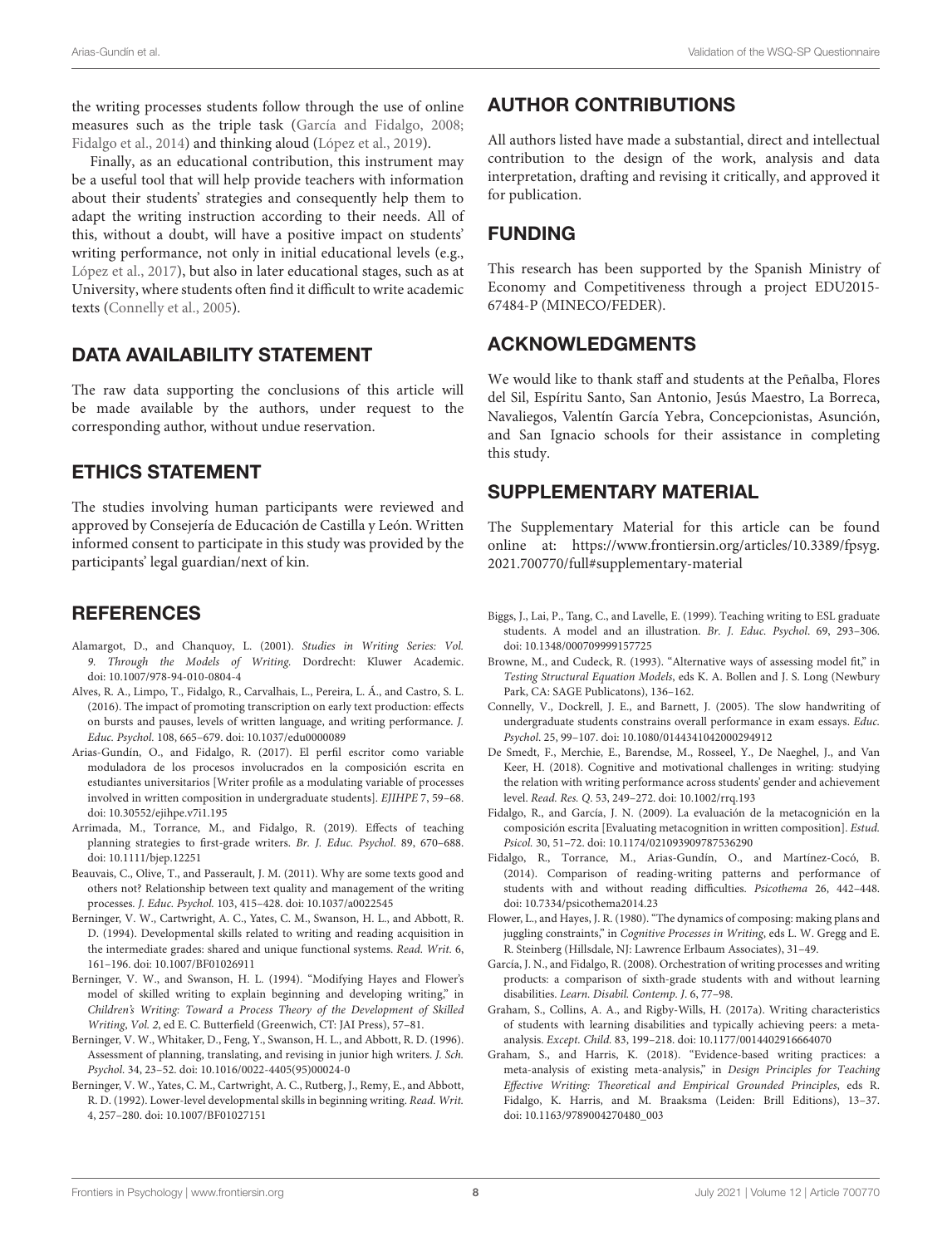the writing processes students follow through the use of online measures such as the triple task (García and Fidalgo, 2008; Fidalgo et al., 2014) and thinking aloud (López et al., 2019).

Finally, as an educational contribution, this instrument may be a useful tool that will help provide teachers with information about their students' strategies and consequently help them to adapt the writing instruction according to their needs. All of this, without a doubt, will have a positive impact on students' writing performance, not only in initial educational levels (e.g., López et al., 2017), but also in later educational stages, such as at University, where students often find it difficult to write academic texts (Connelly et al., 2005).

## DATA AVAILABILITY STATEMENT

The raw data supporting the conclusions of this article will be made available by the authors, under request to the corresponding author, without undue reservation.

## ETHICS STATEMENT

The studies involving human participants were reviewed and approved by Consejería de Educación de Castilla y León. Written informed consent to participate in this study was provided by the participants' legal guardian/next of kin.

## AUTHOR CONTRIBUTIONS

All authors listed have made a substantial, direct and intellectual contribution to the design of the work, analysis and data interpretation, drafting and revising it critically, and approved it for publication.

## FUNDING

This research has been supported by the Spanish Ministry of Economy and Competitiveness through a project EDU2015-67484-P (MINECO/FEDER).

## ACKNOWLEDGMENTS

We would like to thank staff and students at the Peñalba, Flores del Sil, Espíritu Santo, San Antonio, Jesús Maestro, La Borreca, Navaliegos, Valentín García Yebra, Concepcionistas, Asunción, and San Ignacio schools for their assistance in completing this study.

## SUPPLEMENTARY MATERIAL

The Supplementary Material for this article can be found online at: https://www.frontiersin.org/articles/10.3389/fpsyg.2021.700770/full#supplementary-material

## REFERENCES

Alamargot, D., and Chanquoy, L. (2001). *Studies in Writing Series: Vol. 9. Through the Models of Writing.* Dordrecht: Kluwer Academic. doi: 10.1007/978-94-010-0804-4

Alves, R. A., Limpo, T., Fidalgo, R., Carvalhais, L., Pereira, L. Á., and Castro, S. L. (2016). The impact of promoting transcription on early text production: effects on bursts and pauses, levels of written language, and writing performance. *J. Educ. Psychol.* 108, 665–679. doi: 10.1037/edu0000089

Arias-Gundín, O., and Fidalgo, R. (2017). El perfil escritor como variable moduladora de los procesos involucrados en la composición escrita en estudiantes universitarios [Writer profile as a modulating variable of processes involved in written composition in undergraduate students]. *EJIHPE* 7, 59–68. doi: 10.30552/ejihpe.v7i1.195

Arrimada, M., Torrance, M., and Fidalgo, R. (2019). Effects of teaching planning strategies to first-grade writers. *Br. J. Educ. Psychol*. 89, 670–688. doi: 10.1111/bjep.12251

Beauvais, C., Olive, T., and Passerault, J. M. (2011). Why are some texts good and others not? Relationship between text quality and management of the writing processes. *J. Educ. Psychol.* 103, 415–428. doi: 10.1037/a0022545

Berninger, V. W., Cartwright, A. C., Yates, C. M., Swanson, H. L., and Abbott, R. D. (1994). Developmental skills related to writing and reading acquisition in the intermediate grades: shared and unique functional systems. *Read. Writ.* 6, 161–196. doi: 10.1007/BF01026911

Berninger, V. W., and Swanson, H. L. (1994). "Modifying Hayes and Flower's model of skilled writing to explain beginning and developing writing," in *Children's Writing: Toward a Process Theory of the Development of Skilled Writing, Vol. 2*, ed E. C. Butterfield (Greenwich, CT: JAI Press), 57–81.

Berninger, V. W., Whitaker, D., Feng, Y., Swanson, H. L., and Abbott, R. D. (1996). Assessment of planning, translating, and revising in junior high writers. *J. Sch. Psychol.* 34, 23–52. doi: 10.1016/0022-4405(95)00024-0

Berninger, V. W., Yates, C. M., Cartwright, A. C., Rutberg, J., Remy, E., and Abbott, R. D. (1992). Lower-level developmental skills in beginning writing. *Read. Writ.* 4, 257–280. doi: 10.1007/BF01027151

Biggs, J., Lai, P., Tang, C., and Lavelle, E. (1999). Teaching writing to ESL graduate students. A model and an illustration. *Br. J. Educ. Psychol*. 69, 293–306. doi: 10.1348/000709999157725

Browne, M., and Cudeck, R. (1993). "Alternative ways of assessing model fit," in *Testing Structural Equation Models*, eds K. A. Bollen and J. S. Long (Newbury Park, CA: SAGE Publicatons), 136–162.

Connelly, V., Dockrell, J. E., and Barnett, J. (2005). The slow handwriting of undergraduate students constrains overall performance in exam essays. *Educ. Psychol.* 25, 99–107. doi: 10.1080/0144341042000294912

De Smedt, F., Merchie, E., Barendse, M., Rosseel, Y., De Naeghel, J., and Van Keer, H. (2018). Cognitive and motivational challenges in writing: studying the relation with writing performance across students' gender and achievement level. *Read. Res. Q.* 53, 249–272. doi: 10.1002/rrq.193

Fidalgo, R., and García, J. N. (2009). La evaluación de la metacognición en la composición escrita [Evaluating metacognition in written composition]. *Estud. Psicol.* 30, 51–72. doi: 10.1174/021093909787536290

Fidalgo, R., Torrance, M., Arias-Gundín, O., and Martínez-Cocó, B. (2014). Comparison of reading-writing patterns and performance of students with and without reading difficulties. *Psicothema* 26, 442–448. doi: 10.7334/psicothema2014.23

Flower, L., and Hayes, J. R. (1980). "The dynamics of composing: making plans and juggling constraints," in *Cognitive Processes in Writing*, eds L. W. Gregg and E. R. Steinberg (Hillsdale, NJ: Lawrence Erlbaum Associates), 31–49.

García, J. N., and Fidalgo, R. (2008). Orchestration of writing processes and writing products: a comparison of sixth-grade students with and without learning disabilities. *Learn. Disabil. Contemp. J*. 6, 77–98.

Graham, S., Collins, A. A., and Rigby-Wills, H. (2017a). Writing characteristics of students with learning disabilities and typically achieving peers: a meta-analysis. *Except. Child.* 83, 199–218. doi: 10.1177/0014402916664070

Graham, S., and Harris, K. (2018). "Evidence-based writing practices: a meta-analysis of existing meta-analysis," in *Design Principles for Teaching Effective Writing: Theoretical and Empirical Grounded Principles*, eds R. Fidalgo, K. Harris, and M. Braaksma (Leiden: Brill Editions), 13–37. doi: 10.1163/9789004270480_003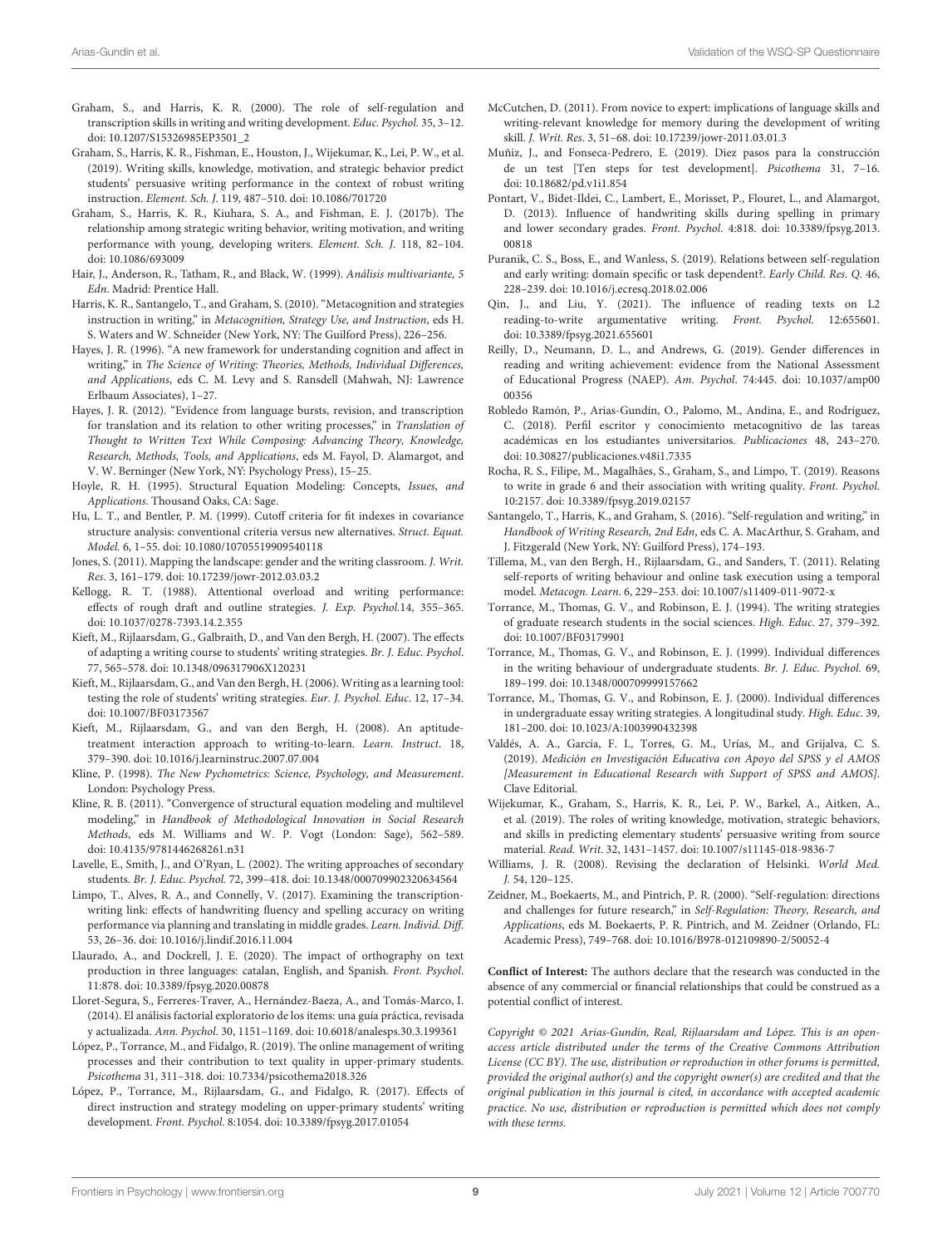Graham, S., and Harris, K. R. (2000). The role of self-regulation and transcription skills in writing and writing development. *Educ. Psychol.* 35, 3–12. doi: 10.1207/S15326985EP3501_2

Graham, S., Harris, K. R., Fishman, E., Houston, J., Wijekumar, K., Lei, P. W., et al. (2019). Writing skills, knowledge, motivation, and strategic behavior predict students' persuasive writing performance in the context of robust writing instruction. *Element. Sch. J.* 119, 487–510. doi: 10.1086/701720

Graham, S., Harris, K. R., Kiuhara, S. A., and Fishman, E. J. (2017b). The relationship among strategic writing behavior, writing motivation, and writing performance with young, developing writers. *Element. Sch. J.* 118, 82–104. doi: 10.1086/693009

Hair, J., Anderson, R., Tatham, R., and Black, W. (1999). *Análisis multivariante, 5 Edn.* Madrid: Prentice Hall.

Harris, K. R., Santangelo, T., and Graham, S. (2010). "Metacognition and strategies instruction in writing," in *Metacognition, Strategy Use, and Instruction*, eds H. S. Waters and W. Schneider (New York, NY: The Guilford Press), 226–256.

Hayes, J. R. (1996). "A new framework for understanding cognition and affect in writing," in *The Science of Writing: Theories, Methods, Individual Differences, and Applications*, eds C. M. Levy and S. Ransdell (Mahwah, NJ: Lawrence Erlbaum Associates), 1–27.

Hayes, J. R. (2012). "Evidence from language bursts, revision, and transcription for translation and its relation to other writing processes," in *Translation of Thought to Written Text While Composing: Advancing Theory, Knowledge, Research, Methods, Tools, and Applications*, eds M. Fayol, D. Alamargot, and V. W. Berninger (New York, NY: Psychology Press), 15–25.

Hoyle, R. H. (1995). Structural Equation Modeling: Concepts, *Issues, and Applications*. Thousand Oaks, CA: Sage.

Hu, L. T., and Bentler, P. M. (1999). Cutoff criteria for fit indexes in covariance structure analysis: conventional criteria versus new alternatives. *Struct. Equat. Model.* 6, 1–55. doi: 10.1080/10705519909540118

Jones, S. (2011). Mapping the landscape: gender and the writing classroom. *J. Writ. Res.* 3, 161–179. doi: 10.17239/jowr-2012.03.03.2

Kellogg, R. T. (1988). Attentional overload and writing performance: effects of rough draft and outline strategies. *J. Exp. Psychol.*14, 355–365. doi: 10.1037/0278-7393.14.2.355

Kieft, M., Rijlaarsdam, G., Galbraith, D., and Van den Bergh, H. (2007). The effects of adapting a writing course to students' writing strategies. *Br. J. Educ. Psychol.* 77, 565–578. doi: 10.1348/096317906X120231

Kieft, M., Rijlaarsdam, G., and Van den Bergh, H. (2006). Writing as a learning tool: testing the role of students' writing strategies. *Eur. J. Psychol. Educ.* 12, 17–34. doi: 10.1007/BF03173567

Kieft, M., Rijlaarsdam, G., and van den Bergh, H. (2008). An aptitude-treatment interaction approach to writing-to-learn. *Learn. Instruct.* 18, 379–390. doi: 10.1016/j.learninstruc.2007.07.004

Kline, P. (1998). *The New Pychometrics: Science, Psychology, and Measurement*. London: Psychology Press.

Kline, R. B. (2011). "Convergence of structural equation modeling and multilevel modeling," in *Handbook of Methodological Innovation in Social Research Methods*, eds M. Williams and W. P. Vogt (London: Sage), 562–589. doi: 10.4135/9781446268261.n31

Lavelle, E., Smith, J., and O'Ryan, L. (2002). The writing approaches of secondary students. *Br. J. Educ. Psychol.* 72, 399–418. doi: 10.1348/000709902320634564

Limpo, T., Alves, R. A., and Connelly, V. (2017). Examining the transcription-writing link: effects of handwriting fluency and spelling accuracy on writing performance via planning and translating in middle grades. *Learn. Individ. Diff.* 53, 26–36. doi: 10.1016/j.lindif.2016.11.004

Llaurado, A., and Dockrell, J. E. (2020). The impact of orthography on text production in three languages: catalan, English, and Spanish. *Front. Psychol.* 11:878. doi: 10.3389/fpsyg.2020.00878

Lloret-Segura, S., Ferreres-Traver, A., Hernández-Baeza, A., and Tomás-Marco, I. (2014). El análisis factorial exploratorio de los ítems: una guía práctica, revisada y actualizada. *Ann. Psychol.* 30, 1151–1169. doi: 10.6018/analesps.30.3.199361

López, P., Torrance, M., and Fidalgo, R. (2019). The online management of writing processes and their contribution to text quality in upper-primary students. *Psicothema* 31, 311–318. doi: 10.7334/psicothema2018.326

López, P., Torrance, M., Rijlaarsdam, G., and Fidalgo, R. (2017). Effects of direct instruction and strategy modeling on upper-primary students' writing development. *Front. Psychol.* 8:1054. doi: 10.3389/fpsyg.2017.01054

McCutchen, D. (2011). From novice to expert: implications of language skills and writing-relevant knowledge for memory during the development of writing skill. *J. Writ. Res.* 3, 51–68. doi: 10.17239/jowr-2011.03.01.3

Muñiz, J., and Fonseca-Pedrero, E. (2019). Diez pasos para la construcción de un test [Ten steps for test development]. *Psicothema* 31, 7–16. doi: 10.18682/pd.v1i1.854

Pontart, V., Bidet-Ildei, C., Lambert, E., Morisset, P., Flouret, L., and Alamargot, D. (2013). Influence of handwriting skills during spelling in primary and lower secondary grades. *Front. Psychol.* 4:818. doi: 10.3389/fpsyg.2013.00818

Puranik, C. S., Boss, E., and Wanless, S. (2019). Relations between self-regulation and early writing: domain specific or task dependent?. *Early Child. Res. Q.* 46, 228–239. doi: 10.1016/j.ecresq.2018.02.006

Qin, J., and Liu, Y. (2021). The influence of reading texts on L2 reading-to-write argumentative writing. *Front. Psychol.* 12:655601. doi: 10.3389/fpsyg.2021.655601

Reilly, D., Neumann, D. L., and Andrews, G. (2019). Gender differences in reading and writing achievement: evidence from the National Assessment of Educational Progress (NAEP). *Am. Psychol.* 74:445. doi: 10.1037/amp0000356

Robledo Ramón, P., Arias-Gundín, O., Palomo, M., Andina, E., and Rodríguez, C. (2018). Perfil escritor y conocimiento metacognitivo de las tareas académicas en los estudiantes universitarios. *Publicaciones* 48, 243–270. doi: 10.30827/publicaciones.v48i1.7335

Rocha, R. S., Filipe, M., Magalhães, S., Graham, S., and Limpo, T. (2019). Reasons to write in grade 6 and their association with writing quality. *Front. Psychol.* 10:2157. doi: 10.3389/fpsyg.2019.02157

Santangelo, T., Harris, K., and Graham, S. (2016). "Self-regulation and writing," in *Handbook of Writing Research, 2nd Edn*, eds C. A. MacArthur, S. Graham, and J. Fitzgerald (New York, NY: Guilford Press), 174–193.

Tillema, M., van den Bergh, H., Rijlaarsdam, G., and Sanders, T. (2011). Relating self-reports of writing behaviour and online task execution using a temporal model. *Metacogn. Learn.* 6, 229–253. doi: 10.1007/s11409-011-9072-x

Torrance, M., Thomas, G. V., and Robinson, E. J. (1994). The writing strategies of graduate research students in the social sciences. *High. Educ.* 27, 379–392. doi: 10.1007/BF03179901

Torrance, M., Thomas, G. V., and Robinson, E. J. (1999). Individual differences in the writing behaviour of undergraduate students. *Br. J. Educ. Psychol.* 69, 189–199. doi: 10.1348/000709999157662

Torrance, M., Thomas, G. V., and Robinson, E. J. (2000). Individual differences in undergraduate essay writing strategies. A longitudinal study. *High. Educ.* 39, 181–200. doi: 10.1023/A:1003990432398

Valdés, A. A., García, F. I., Torres, G. M., Urías, M., and Grijalva, C. S. (2019). *Medición en Investigación Educativa con Apoyo del SPSS y el AMOS [Measurement in Educational Research with Support of SPSS and AMOS]*. Clave Editorial.

Wijekumar, K., Graham, S., Harris, K. R., Lei, P. W., Barkel, A., Aitken, A., et al. (2019). The roles of writing knowledge, motivation, strategic behaviors, and skills in predicting elementary students' persuasive writing from source material. *Read. Writ.* 32, 1431–1457. doi: 10.1007/s11145-018-9836-7

Williams, J. R. (2008). Revising the declaration of Helsinki. *World Med. J.* 54, 120–125.

Zeidner, M., Boekaerts, M., and Pintrich, P. R. (2000). "Self-regulation: directions and challenges for future research," in *Self-Regulation: Theory, Research, and Applications*, eds M. Boekaerts, P. R. Pintrich, and M. Zeidner (Orlando, FL: Academic Press), 749–768. doi: 10.1016/B978-012109890-2/50052-4

**Conflict of Interest:** The authors declare that the research was conducted in the absence of any commercial or financial relationships that could be construed as a potential conflict of interest.

*Copyright © 2021 Arias-Gundín, Real, Rijlaarsdam and López. This is an open-access article distributed under the terms of the Creative Commons Attribution License (CC BY). The use, distribution or reproduction in other forums is permitted, provided the original author(s) and the copyright owner(s) are credited and that the original publication in this journal is cited, in accordance with accepted academic practice. No use, distribution or reproduction is permitted which does not comply with these terms.*